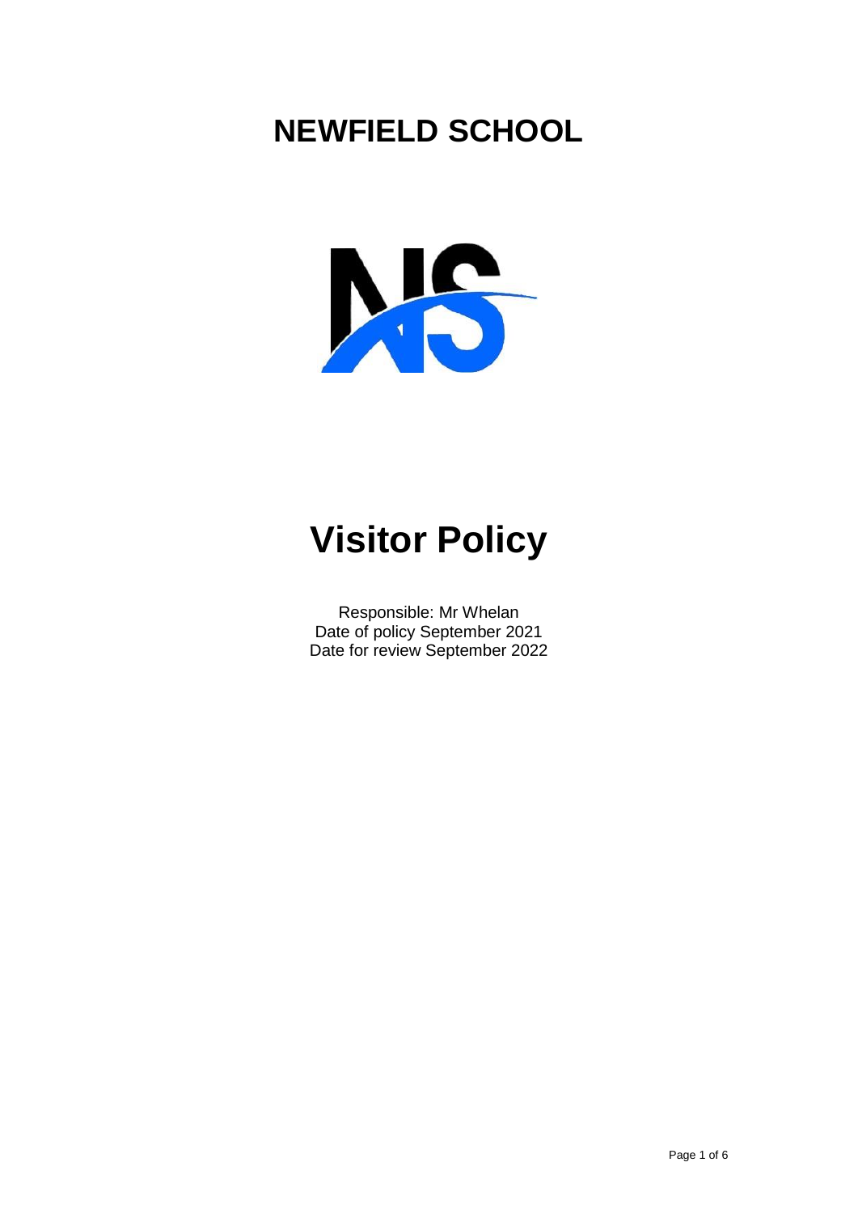# NEWFIELD SCHOOL

# Visitor Policy

Responsible: Mr Whelan
Date of policy September 2021
Date for review September 2022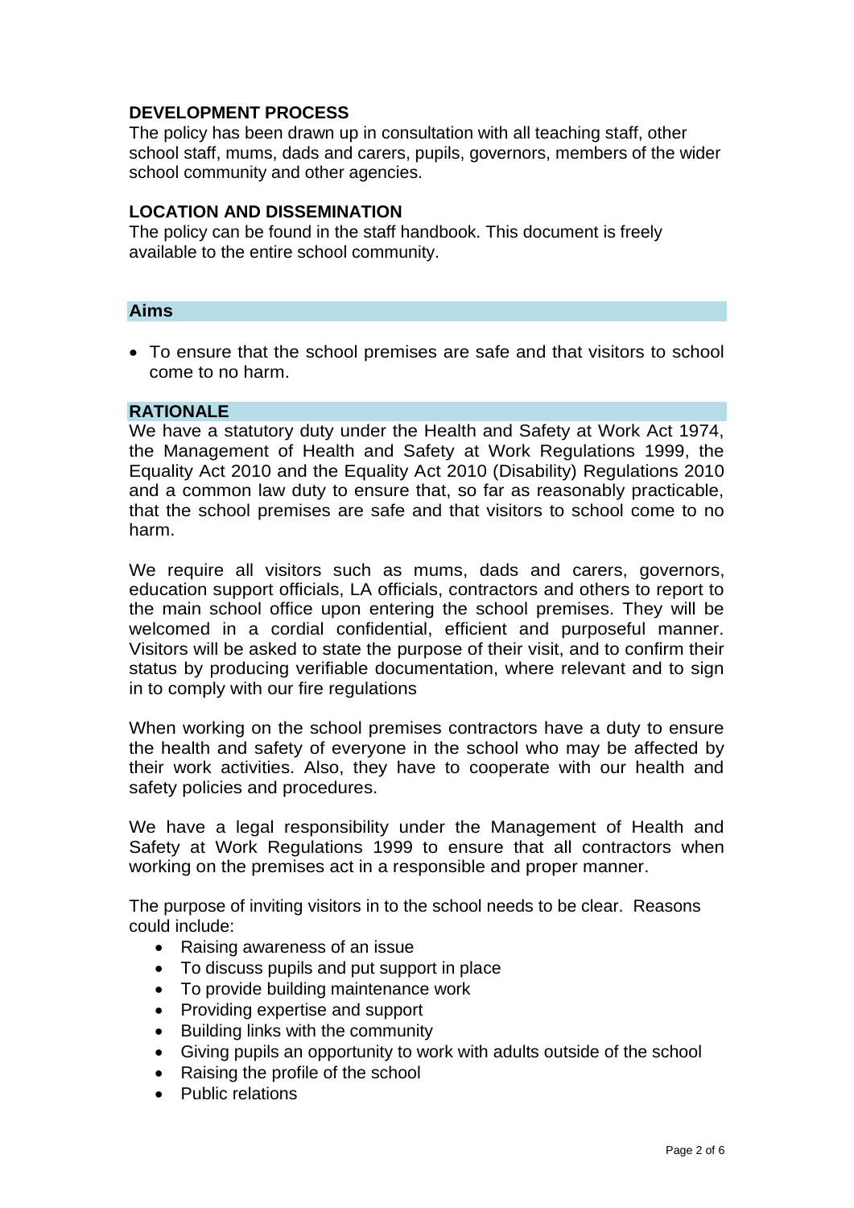## DEVELOPMENT PROCESS

The policy has been drawn up in consultation with all teaching staff, other school staff, mums, dads and carers, pupils, governors, members of the wider school community and other agencies.

## LOCATION AND DISSEMINATION

The policy can be found in the staff handbook. This document is freely available to the entire school community.

## Aims

- To ensure that the school premises are safe and that visitors to school come to no harm.

## RATIONALE

We have a statutory duty under the Health and Safety at Work Act 1974, the Management of Health and Safety at Work Regulations 1999, the Equality Act 2010 and the Equality Act 2010 (Disability) Regulations 2010 and a common law duty to ensure that, so far as reasonably practicable, that the school premises are safe and that visitors to school come to no harm.

We require all visitors such as mums, dads and carers, governors, education support officials, LA officials, contractors and others to report to the main school office upon entering the school premises. They will be welcomed in a cordial confidential, efficient and purposeful manner. Visitors will be asked to state the purpose of their visit, and to confirm their status by producing verifiable documentation, where relevant and to sign in to comply with our fire regulations

When working on the school premises contractors have a duty to ensure the health and safety of everyone in the school who may be affected by their work activities. Also, they have to cooperate with our health and safety policies and procedures.

We have a legal responsibility under the Management of Health and Safety at Work Regulations 1999 to ensure that all contractors when working on the premises act in a responsible and proper manner.

The purpose of inviting visitors in to the school needs to be clear. Reasons could include:

- Raising awareness of an issue
- To discuss pupils and put support in place
- To provide building maintenance work
- Providing expertise and support
- Building links with the community
- Giving pupils an opportunity to work with adults outside of the school
- Raising the profile of the school
- Public relations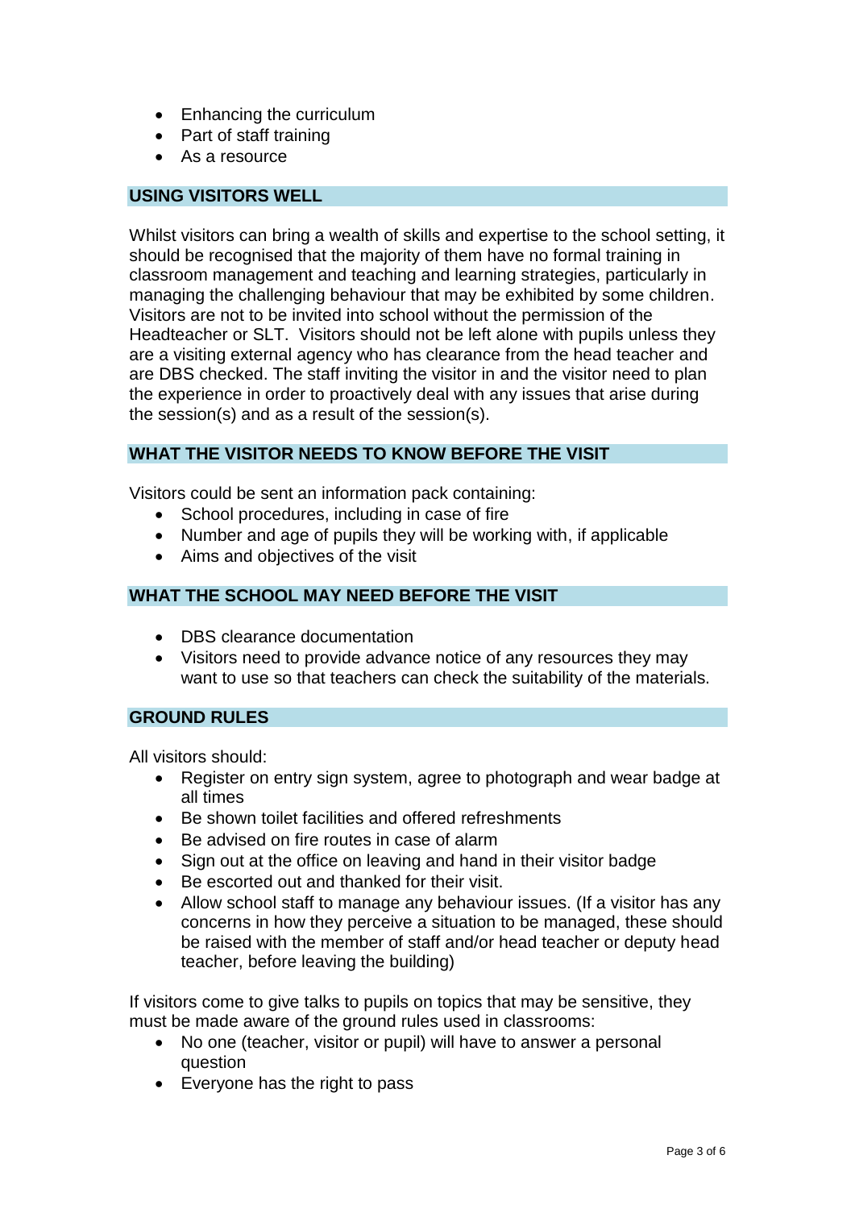- Enhancing the curriculum
- Part of staff training
- As a resource

## USING VISITORS WELL

Whilst visitors can bring a wealth of skills and expertise to the school setting, it should be recognised that the majority of them have no formal training in classroom management and teaching and learning strategies, particularly in managing the challenging behaviour that may be exhibited by some children. Visitors are not to be invited into school without the permission of the Headteacher or SLT. Visitors should not be left alone with pupils unless they are a visiting external agency who has clearance from the head teacher and are DBS checked. The staff inviting the visitor in and the visitor need to plan the experience in order to proactively deal with any issues that arise during the session(s) and as a result of the session(s).

## WHAT THE VISITOR NEEDS TO KNOW BEFORE THE VISIT

Visitors could be sent an information pack containing:

- School procedures, including in case of fire
- Number and age of pupils they will be working with, if applicable
- Aims and objectives of the visit

## WHAT THE SCHOOL MAY NEED BEFORE THE VISIT

- DBS clearance documentation
- Visitors need to provide advance notice of any resources they may want to use so that teachers can check the suitability of the materials.

## GROUND RULES

All visitors should:

- Register on entry sign system, agree to photograph and wear badge at all times
- Be shown toilet facilities and offered refreshments
- Be advised on fire routes in case of alarm
- Sign out at the office on leaving and hand in their visitor badge
- Be escorted out and thanked for their visit.
- Allow school staff to manage any behaviour issues. (If a visitor has any concerns in how they perceive a situation to be managed, these should be raised with the member of staff and/or head teacher or deputy head teacher, before leaving the building)

If visitors come to give talks to pupils on topics that may be sensitive, they must be made aware of the ground rules used in classrooms:

- No one (teacher, visitor or pupil) will have to answer a personal question
- Everyone has the right to pass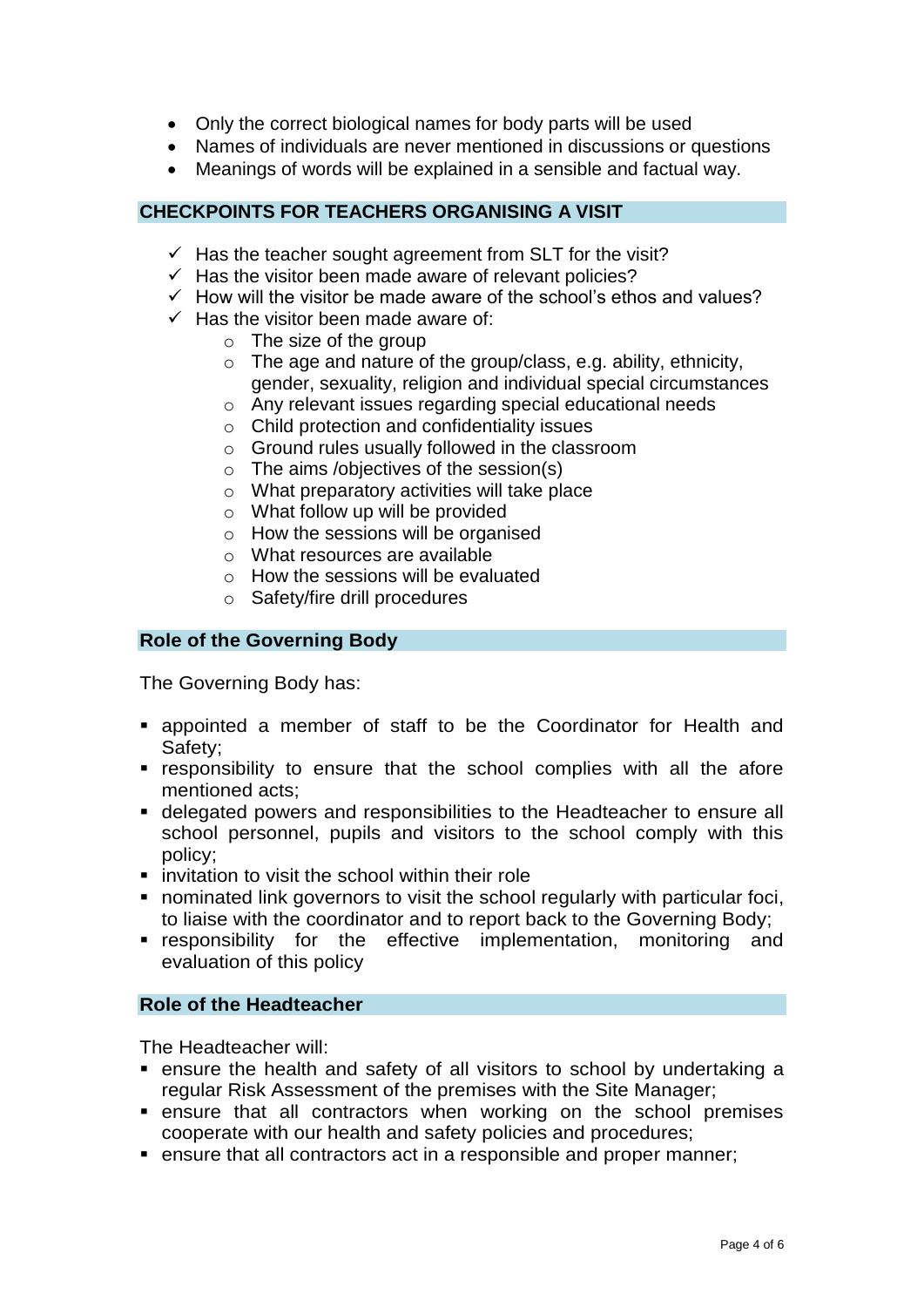- Only the correct biological names for body parts will be used
- Names of individuals are never mentioned in discussions or questions
- Meanings of words will be explained in a sensible and factual way.

## CHECKPOINTS FOR TEACHERS ORGANISING A VISIT

- ✓ Has the teacher sought agreement from SLT for the visit?
- ✓ Has the visitor been made aware of relevant policies?
- ✓ How will the visitor be made aware of the school's ethos and values?
- ✓ Has the visitor been made aware of:
  - The size of the group
  - The age and nature of the group/class, e.g. ability, ethnicity, gender, sexuality, religion and individual special circumstances
  - Any relevant issues regarding special educational needs
  - Child protection and confidentiality issues
  - Ground rules usually followed in the classroom
  - The aims /objectives of the session(s)
  - What preparatory activities will take place
  - What follow up will be provided
  - How the sessions will be organised
  - What resources are available
  - How the sessions will be evaluated
  - Safety/fire drill procedures

## Role of the Governing Body

The Governing Body has:

- appointed a member of staff to be the Coordinator for Health and Safety;
- responsibility to ensure that the school complies with all the afore mentioned acts;
- delegated powers and responsibilities to the Headteacher to ensure all school personnel, pupils and visitors to the school comply with this policy;
- invitation to visit the school within their role
- nominated link governors to visit the school regularly with particular foci, to liaise with the coordinator and to report back to the Governing Body;
- responsibility for the effective implementation, monitoring and evaluation of this policy

## Role of the Headteacher

The Headteacher will:

- ensure the health and safety of all visitors to school by undertaking a regular Risk Assessment of the premises with the Site Manager;
- ensure that all contractors when working on the school premises cooperate with our health and safety policies and procedures;
- ensure that all contractors act in a responsible and proper manner;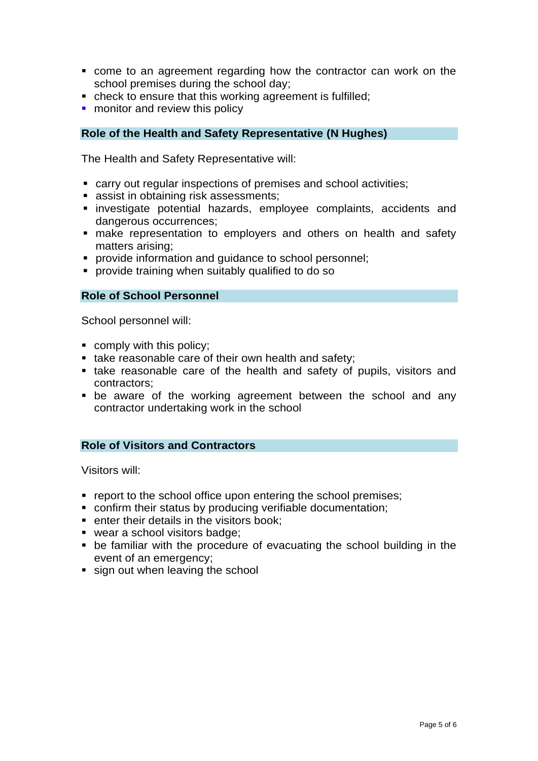- come to an agreement regarding how the contractor can work on the school premises during the school day;
- check to ensure that this working agreement is fulfilled;
- monitor and review this policy

## Role of the Health and Safety Representative (N Hughes)

The Health and Safety Representative will:

- carry out regular inspections of premises and school activities;
- assist in obtaining risk assessments;
- investigate potential hazards, employee complaints, accidents and dangerous occurrences;
- make representation to employers and others on health and safety matters arising;
- provide information and guidance to school personnel;
- provide training when suitably qualified to do so

## Role of School Personnel

School personnel will:

- comply with this policy;
- take reasonable care of their own health and safety;
- take reasonable care of the health and safety of pupils, visitors and contractors;
- be aware of the working agreement between the school and any contractor undertaking work in the school

## Role of Visitors and Contractors

Visitors will:

- report to the school office upon entering the school premises;
- confirm their status by producing verifiable documentation;
- enter their details in the visitors book;
- wear a school visitors badge;
- be familiar with the procedure of evacuating the school building in the event of an emergency;
- sign out when leaving the school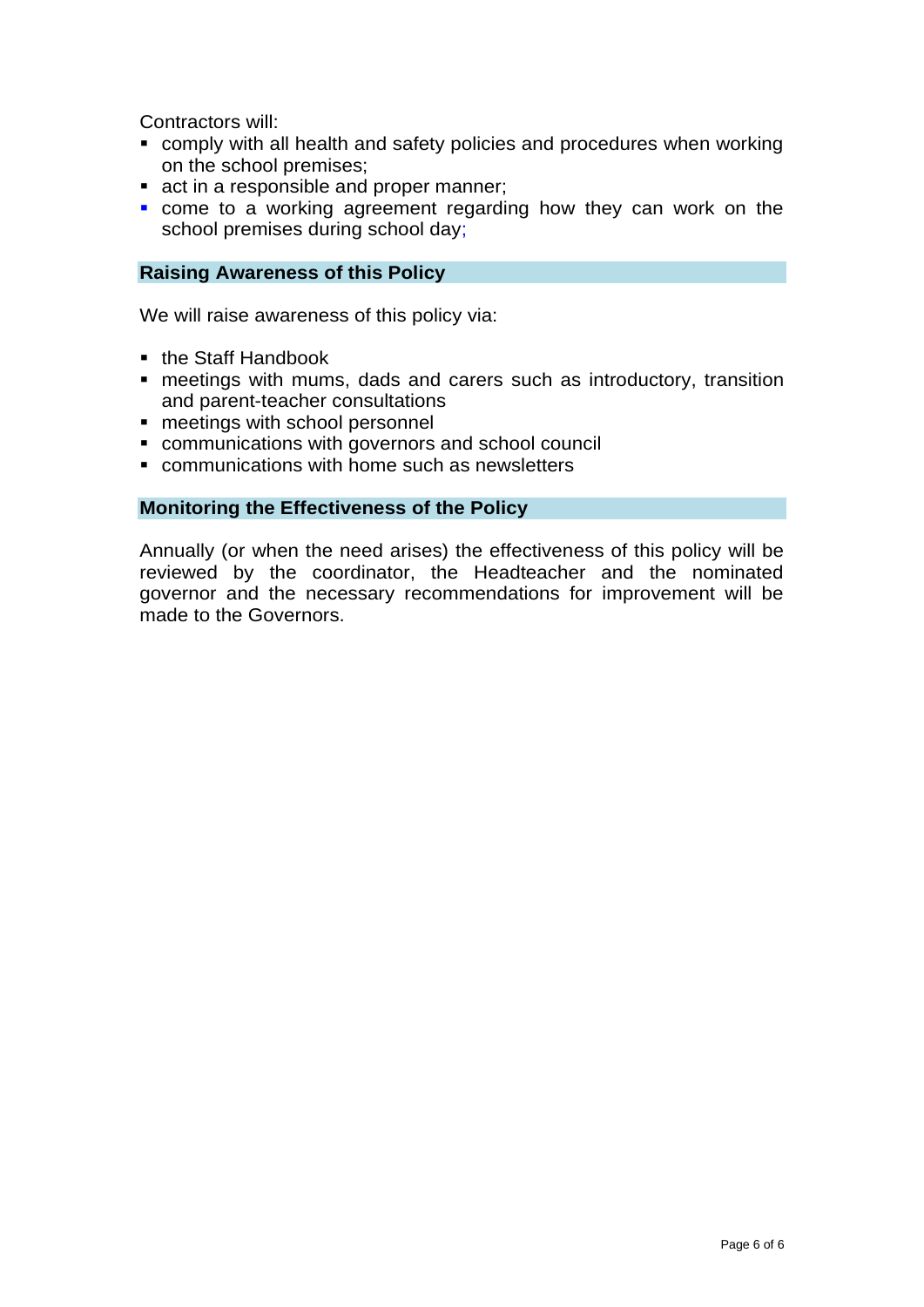Contractors will:

- comply with all health and safety policies and procedures when working on the school premises;
- act in a responsible and proper manner;
- come to a working agreement regarding how they can work on the school premises during school day;

## Raising Awareness of this Policy

We will raise awareness of this policy via:

- the Staff Handbook
- meetings with mums, dads and carers such as introductory, transition and parent-teacher consultations
- meetings with school personnel
- communications with governors and school council
- communications with home such as newsletters

## Monitoring the Effectiveness of the Policy

Annually (or when the need arises) the effectiveness of this policy will be reviewed by the coordinator, the Headteacher and the nominated governor and the necessary recommendations for improvement will be made to the Governors.